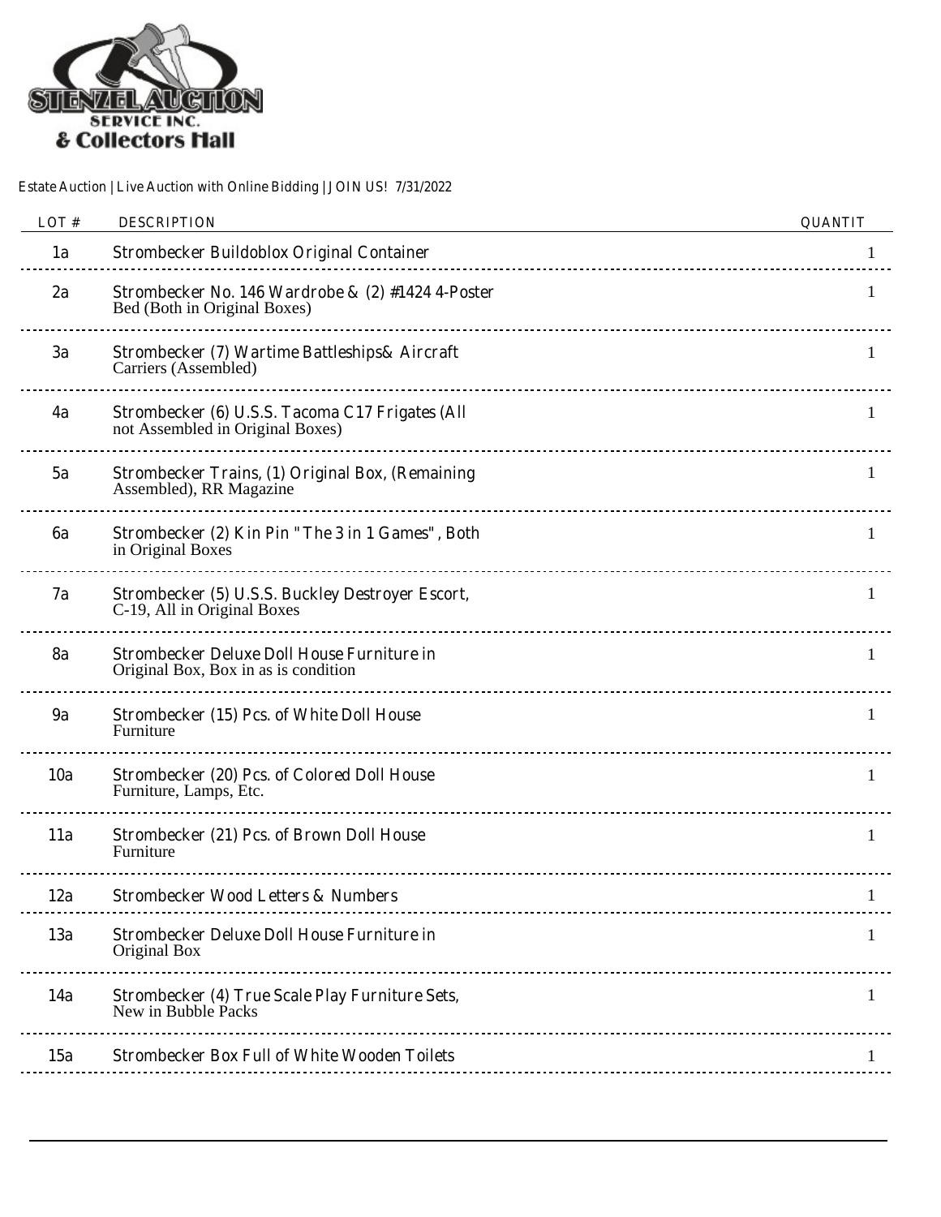Stenzel Auction Service Inc. & Collectors Hall

Estate Auction | Live Auction with Online Bidding | JOIN US! 7/31/2022

| LOT # | DESCRIPTION | QUANTIT |
|---|---|---|
| 1a | Strombecker Buildoblox Original Container | 1 |
| 2a | Strombecker No. 146 Wardrobe & (2) #1424 4-Poster Bed (Both in Original Boxes) | 1 |
| 3a | Strombecker (7) Wartime Battleships& Aircraft Carriers (Assembled) | 1 |
| 4a | Strombecker (6) U.S.S. Tacoma C17 Frigates (All not Assembled in Original Boxes) | 1 |
| 5a | Strombecker Trains, (1) Original Box, (Remaining Assembled), RR Magazine | 1 |
| 6a | Strombecker (2) Kin Pin "The 3 in 1 Games", Both in Original Boxes | 1 |
| 7a | Strombecker (5) U.S.S. Buckley Destroyer Escort, C-19, All in Original Boxes | 1 |
| 8a | Strombecker Deluxe Doll House Furniture in Original Box, Box in as is condition | 1 |
| 9a | Strombecker (15) Pcs. of White Doll House Furniture | 1 |
| 10a | Strombecker (20) Pcs. of Colored Doll House Furniture, Lamps, Etc. | 1 |
| 11a | Strombecker (21) Pcs. of Brown Doll House Furniture | 1 |
| 12a | Strombecker Wood Letters & Numbers | 1 |
| 13a | Strombecker Deluxe Doll House Furniture in Original Box | 1 |
| 14a | Strombecker (4) True Scale Play Furniture Sets, New in Bubble Packs | 1 |
| 15a | Strombecker Box Full of White Wooden Toilets | 1 |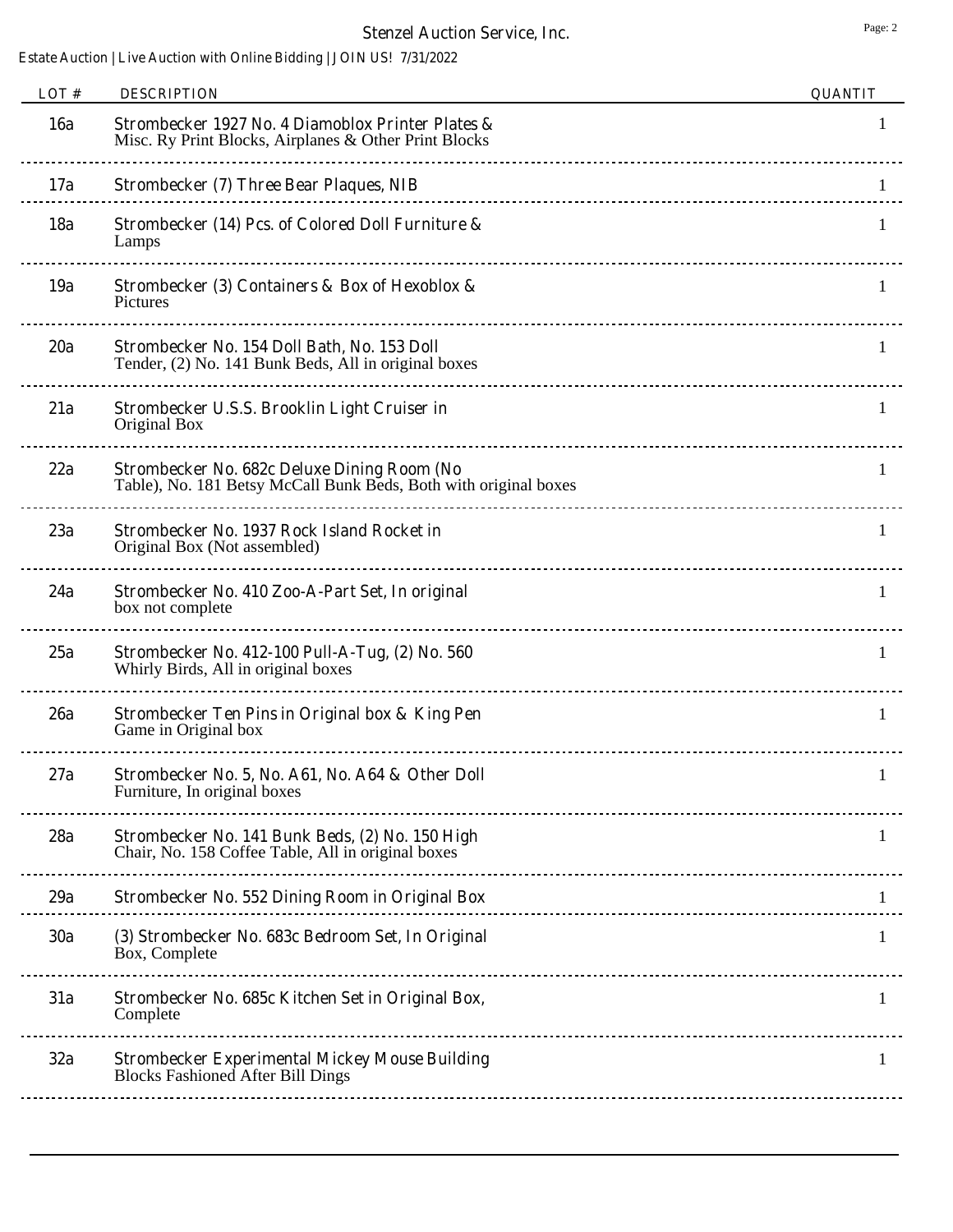Stenzel Auction Service, Inc.

Estate Auction | Live Auction with Online Bidding | JOIN US! 7/31/2022

| LOT # | DESCRIPTION | QUANTIT |
|---|---|---|
| 16a | Strombecker 1927 No. 4 Diamoblox Printer Plates & Misc. Ry Print Blocks, Airplanes & Other Print Blocks | 1 |
| 17a | Strombecker (7) Three Bear Plaques, NIB | 1 |
| 18a | Strombecker (14) Pcs. of Colored Doll Furniture & Lamps | 1 |
| 19a | Strombecker (3) Containers & Box of Hexoblox & Pictures | 1 |
| 20a | Strombecker No. 154 Doll Bath, No. 153 Doll Tender, (2) No. 141 Bunk Beds, All in original boxes | 1 |
| 21a | Strombecker U.S.S. Brooklin Light Cruiser in Original Box | 1 |
| 22a | Strombecker No. 682c Deluxe Dining Room (No Table), No. 181 Betsy McCall Bunk Beds, Both with original boxes | 1 |
| 23a | Strombecker No. 1937 Rock Island Rocket in Original Box (Not assembled) | 1 |
| 24a | Strombecker No. 410 Zoo-A-Part Set, In original box not complete | 1 |
| 25a | Strombecker No. 412-100 Pull-A-Tug, (2) No. 560 Whirly Birds, All in original boxes | 1 |
| 26a | Strombecker Ten Pins in Original box & King Pen Game in Original box | 1 |
| 27a | Strombecker No. 5, No. A61, No. A64 & Other Doll Furniture, In original boxes | 1 |
| 28a | Strombecker No. 141 Bunk Beds, (2) No. 150 High Chair, No. 158 Coffee Table, All in original boxes | 1 |
| 29a | Strombecker No. 552 Dining Room in Original Box | 1 |
| 30a | (3) Strombecker No. 683c Bedroom Set, In Original Box, Complete | 1 |
| 31a | Strombecker No. 685c Kitchen Set in Original Box, Complete | 1 |
| 32a | Strombecker Experimental Mickey Mouse Building Blocks Fashioned After Bill Dings | 1 |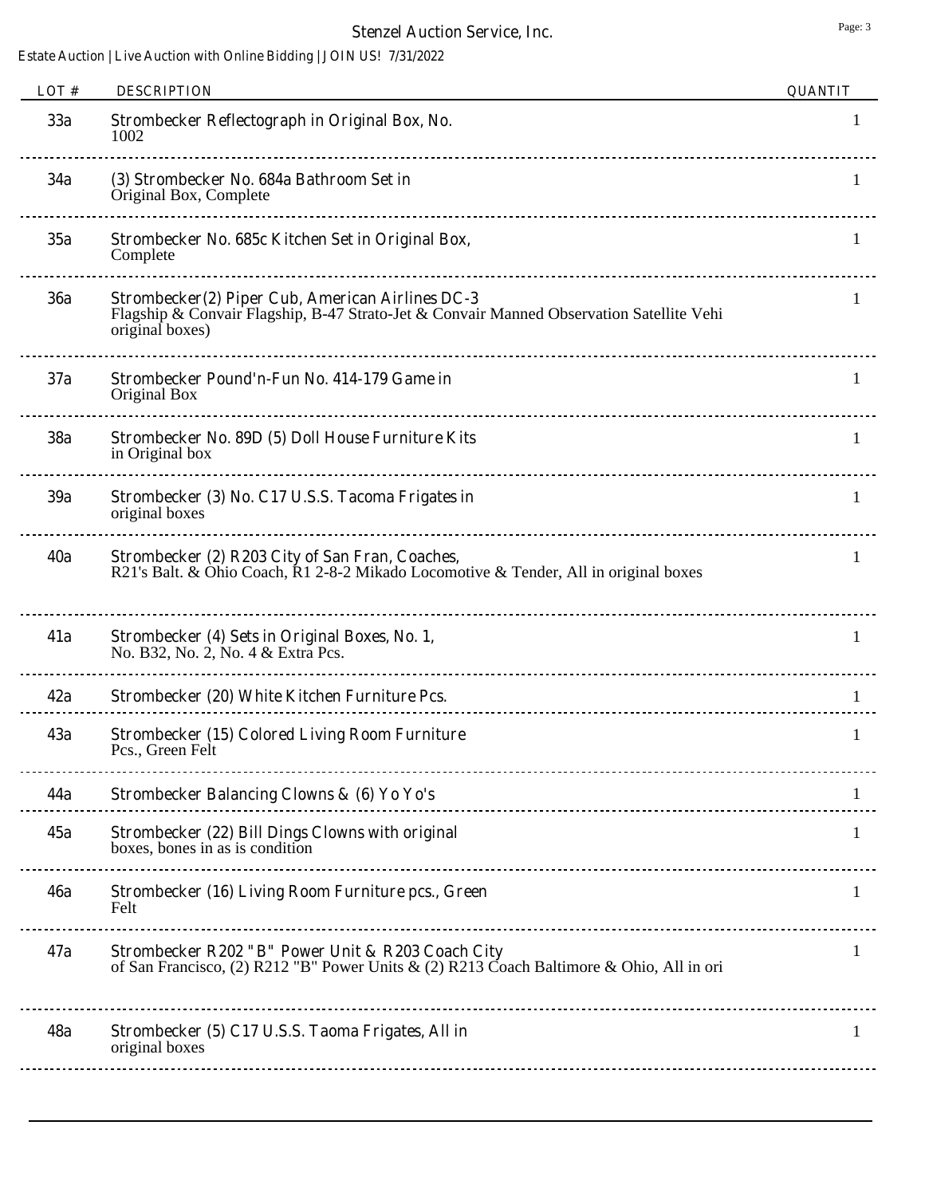| LOT # | DESCRIPTION | QUANTIT |
|---|---|---|
| 33a | Strombecker Reflectograph in Original Box, No. 1002 | 1 |
| 34a | (3) Strombecker No. 684a Bathroom Set in Original Box, Complete | 1 |
| 35a | Strombecker No. 685c Kitchen Set in Original Box, Complete | 1 |
| 36a | Strombecker(2) Piper Cub, American Airlines DC-3 Flagship & Convair Flagship, B-47 Strato-Jet & Convair Manned Observation Satellite Vehi original boxes) | 1 |
| 37a | Strombecker Pound'n-Fun No. 414-179 Game in Original Box | 1 |
| 38a | Strombecker No. 89D (5) Doll House Furniture Kits in Original box | 1 |
| 39a | Strombecker (3) No. C17 U.S.S. Tacoma Frigates in original boxes | 1 |
| 40a | Strombecker (2) R203 City of San Fran, Coaches, R21's Balt. & Ohio Coach, R1 2-8-2 Mikado Locomotive & Tender, All in original boxes | 1 |
| 41a | Strombecker (4) Sets in Original Boxes, No. 1, No. B32, No. 2, No. 4 & Extra Pcs. | 1 |
| 42a | Strombecker (20) White Kitchen Furniture Pcs. | 1 |
| 43a | Strombecker (15) Colored Living Room Furniture Pcs., Green Felt | 1 |
| 44a | Strombecker Balancing Clowns & (6) Yo Yo's | 1 |
| 45a | Strombecker (22) Bill Dings Clowns with original boxes, bones in as is condition | 1 |
| 46a | Strombecker (16) Living Room Furniture pcs., Green Felt | 1 |
| 47a | Strombecker R202 "B" Power Unit & R203 Coach City of San Francisco, (2) R212 "B" Power Units & (2) R213 Coach Baltimore & Ohio, All in ori | 1 |
| 48a | Strombecker (5) C17 U.S.S. Taoma Frigates, All in original boxes | 1 |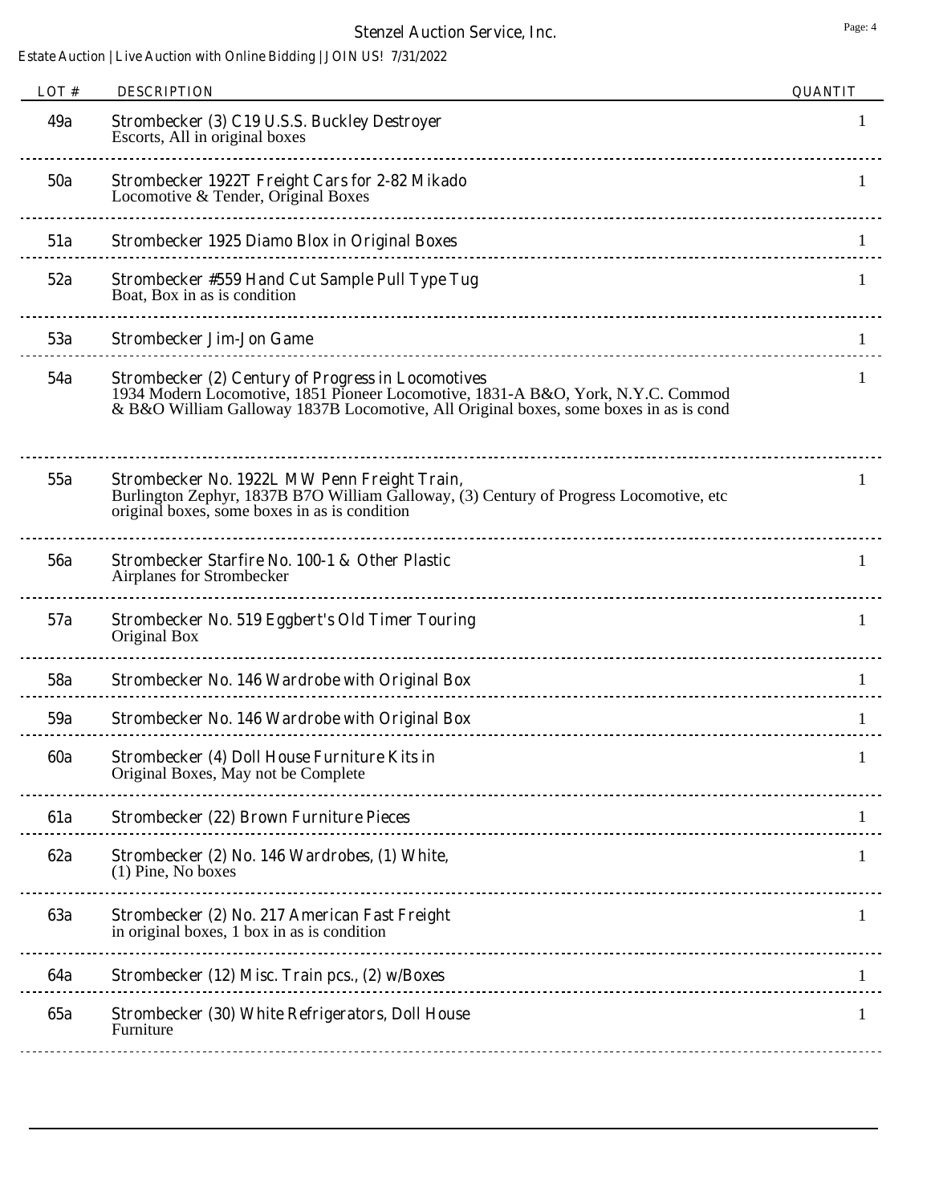Stenzel Auction Service, Inc.

Estate Auction | Live Auction with Online Bidding | JOIN US! 7/31/2022

| LOT # | DESCRIPTION | QUANTIT |
|---|---|---|
| 49a | Strombecker (3) C19 U.S.S. Buckley Destroyer Escorts, All in original boxes | 1 |
| 50a | Strombecker 1922T Freight Cars for 2-82 Mikado Locomotive & Tender, Original Boxes | 1 |
| 51a | Strombecker 1925 Diamo Blox in Original Boxes | 1 |
| 52a | Strombecker #559 Hand Cut Sample Pull Type Tug Boat, Box in as is condition | 1 |
| 53a | Strombecker Jim-Jon Game | 1 |
| 54a | Strombecker (2) Century of Progress in Locomotives 1934 Modern Locomotive, 1851 Pioneer Locomotive, 1831-A B&O, York, N.Y.C. Commod & B&O William Galloway 1837B Locomotive, All Original boxes, some boxes in as is cond | 1 |
| 55a | Strombecker No. 1922L MW Penn Freight Train, Burlington Zephyr, 1837B B7O William Galloway, (3) Century of Progress Locomotive, etc original boxes, some boxes in as is condition | 1 |
| 56a | Strombecker Starfire No. 100-1 & Other Plastic Airplanes for Strombecker | 1 |
| 57a | Strombecker No. 519 Eggbert's Old Timer Touring Original Box | 1 |
| 58a | Strombecker No. 146 Wardrobe with Original Box | 1 |
| 59a | Strombecker No. 146 Wardrobe with Original Box | 1 |
| 60a | Strombecker (4) Doll House Furniture Kits in Original Boxes, May not be Complete | 1 |
| 61a | Strombecker (22) Brown Furniture Pieces | 1 |
| 62a | Strombecker (2) No. 146 Wardrobes, (1) White, (1) Pine, No boxes | 1 |
| 63a | Strombecker (2) No. 217 American Fast Freight in original boxes, 1 box in as is condition | 1 |
| 64a | Strombecker (12) Misc. Train pcs., (2) w/Boxes | 1 |
| 65a | Strombecker (30) White Refrigerators, Doll House Furniture | 1 |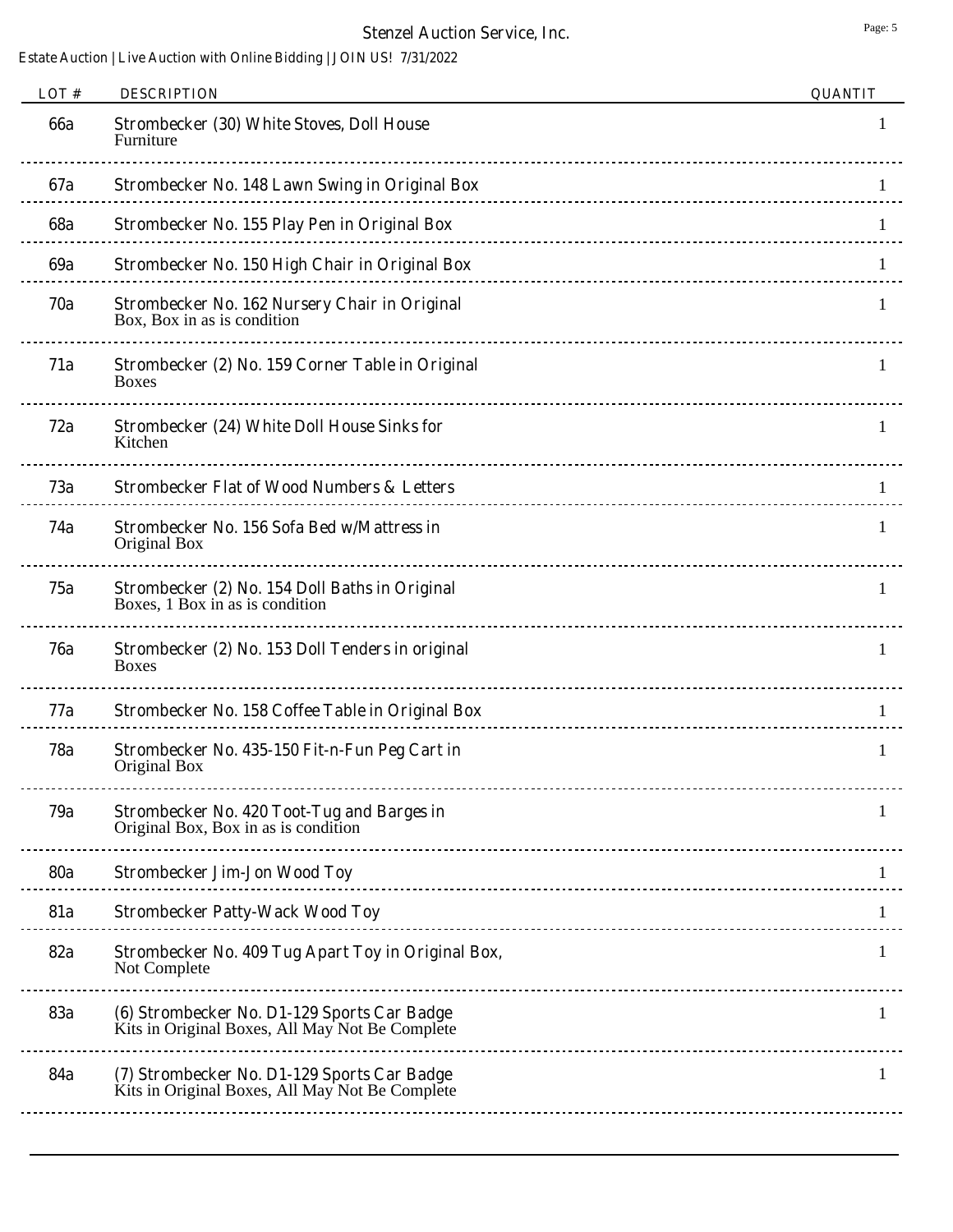| LOT # | DESCRIPTION | QUANTIT |
|---|---|---|
| 66a | Strombecker (30) White Stoves, Doll House Furniture | 1 |
| 67a | Strombecker No. 148 Lawn Swing in Original Box | 1 |
| 68a | Strombecker No. 155 Play Pen in Original Box | 1 |
| 69a | Strombecker No. 150 High Chair in Original Box | 1 |
| 70a | Strombecker No. 162 Nursery Chair in Original Box, Box in as is condition | 1 |
| 71a | Strombecker (2) No. 159 Corner Table in Original Boxes | 1 |
| 72a | Strombecker (24) White Doll House Sinks for Kitchen | 1 |
| 73a | Strombecker Flat of Wood Numbers & Letters | 1 |
| 74a | Strombecker No. 156 Sofa Bed w/Mattress in Original Box | 1 |
| 75a | Strombecker (2) No. 154 Doll Baths in Original Boxes, 1 Box in as is condition | 1 |
| 76a | Strombecker (2) No. 153 Doll Tenders in original Boxes | 1 |
| 77a | Strombecker No. 158 Coffee Table in Original Box | 1 |
| 78a | Strombecker No. 435-150 Fit-n-Fun Peg Cart in Original Box | 1 |
| 79a | Strombecker No. 420 Toot-Tug and Barges in Original Box, Box in as is condition | 1 |
| 80a | Strombecker Jim-Jon Wood Toy | 1 |
| 81a | Strombecker Patty-Wack Wood Toy | 1 |
| 82a | Strombecker No. 409 Tug Apart Toy in Original Box, Not Complete | 1 |
| 83a | (6) Strombecker No. D1-129 Sports Car Badge Kits in Original Boxes, All May Not Be Complete | 1 |
| 84a | (7) Strombecker No. D1-129 Sports Car Badge Kits in Original Boxes, All May Not Be Complete | 1 |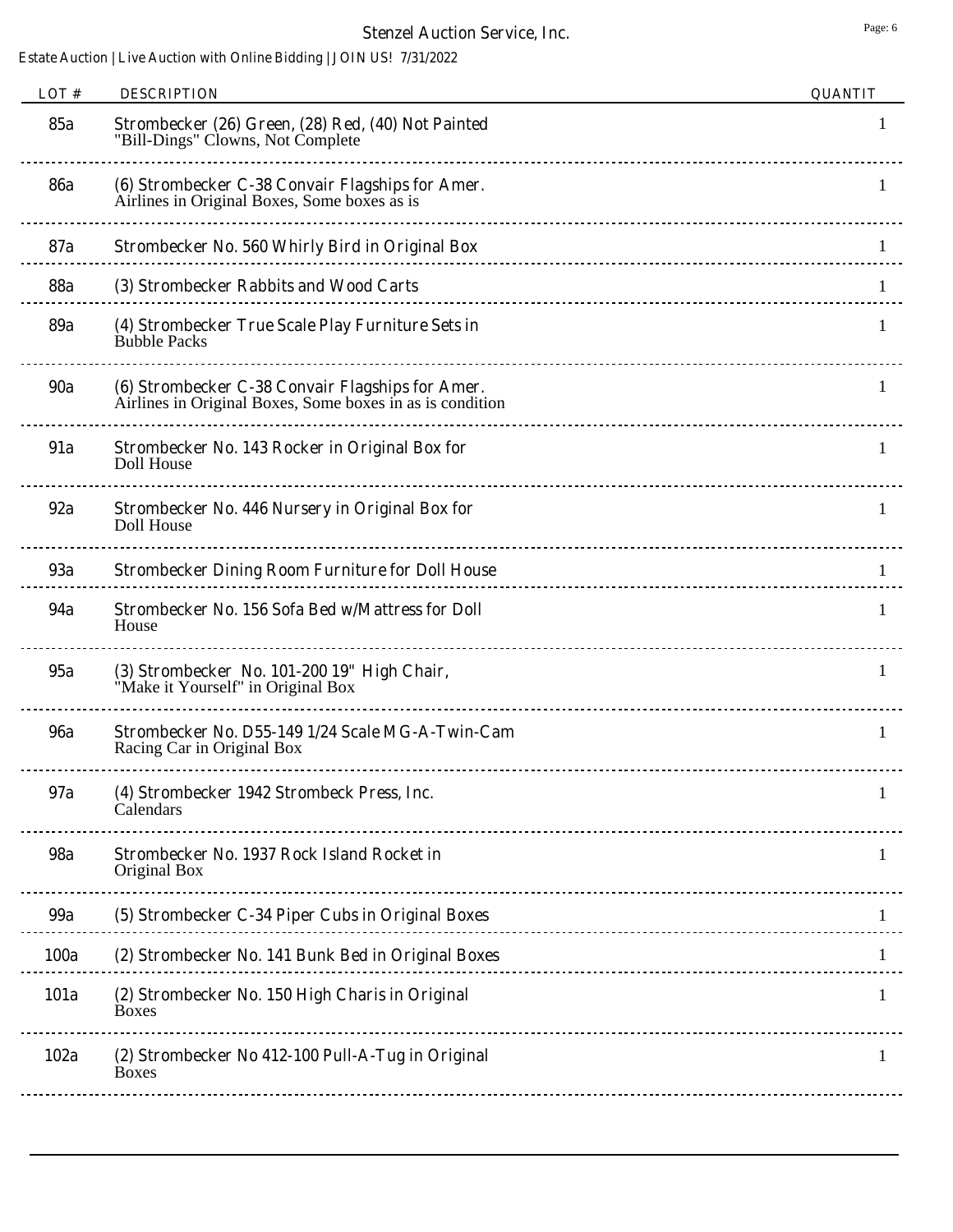# Stenzel Auction Service, Inc.

Estate Auction | Live Auction with Online Bidding | JOIN US! 7/31/2022

| LOT # | DESCRIPTION | QUANTIT |
|---|---|---|
| 85a | Strombecker (26) Green, (28) Red, (40) Not Painted "Bill-Dings" Clowns, Not Complete | 1 |
| 86a | (6) Strombecker C-38 Convair Flagships for Amer. Airlines in Original Boxes, Some boxes as is | 1 |
| 87a | Strombecker No. 560 Whirly Bird in Original Box | 1 |
| 88a | (3) Strombecker Rabbits and Wood Carts | 1 |
| 89a | (4) Strombecker True Scale Play Furniture Sets in Bubble Packs | 1 |
| 90a | (6) Strombecker C-38 Convair Flagships for Amer. Airlines in Original Boxes, Some boxes in as is condition | 1 |
| 91a | Strombecker No. 143 Rocker in Original Box for Doll House | 1 |
| 92a | Strombecker No. 446 Nursery in Original Box for Doll House | 1 |
| 93a | Strombecker Dining Room Furniture for Doll House | 1 |
| 94a | Strombecker No. 156 Sofa Bed w/Mattress for Doll House | 1 |
| 95a | (3) Strombecker No. 101-200 19" High Chair, "Make it Yourself" in Original Box | 1 |
| 96a | Strombecker No. D55-149 1/24 Scale MG-A-Twin-Cam Racing Car in Original Box | 1 |
| 97a | (4) Strombecker 1942 Strombeck Press, Inc. Calendars | 1 |
| 98a | Strombecker No. 1937 Rock Island Rocket in Original Box | 1 |
| 99a | (5) Strombecker C-34 Piper Cubs in Original Boxes | 1 |
| 100a | (2) Strombecker No. 141 Bunk Bed in Original Boxes | 1 |
| 101a | (2) Strombecker No. 150 High Charis in Original Boxes | 1 |
| 102a | (2) Strombecker No 412-100 Pull-A-Tug in Original Boxes | 1 |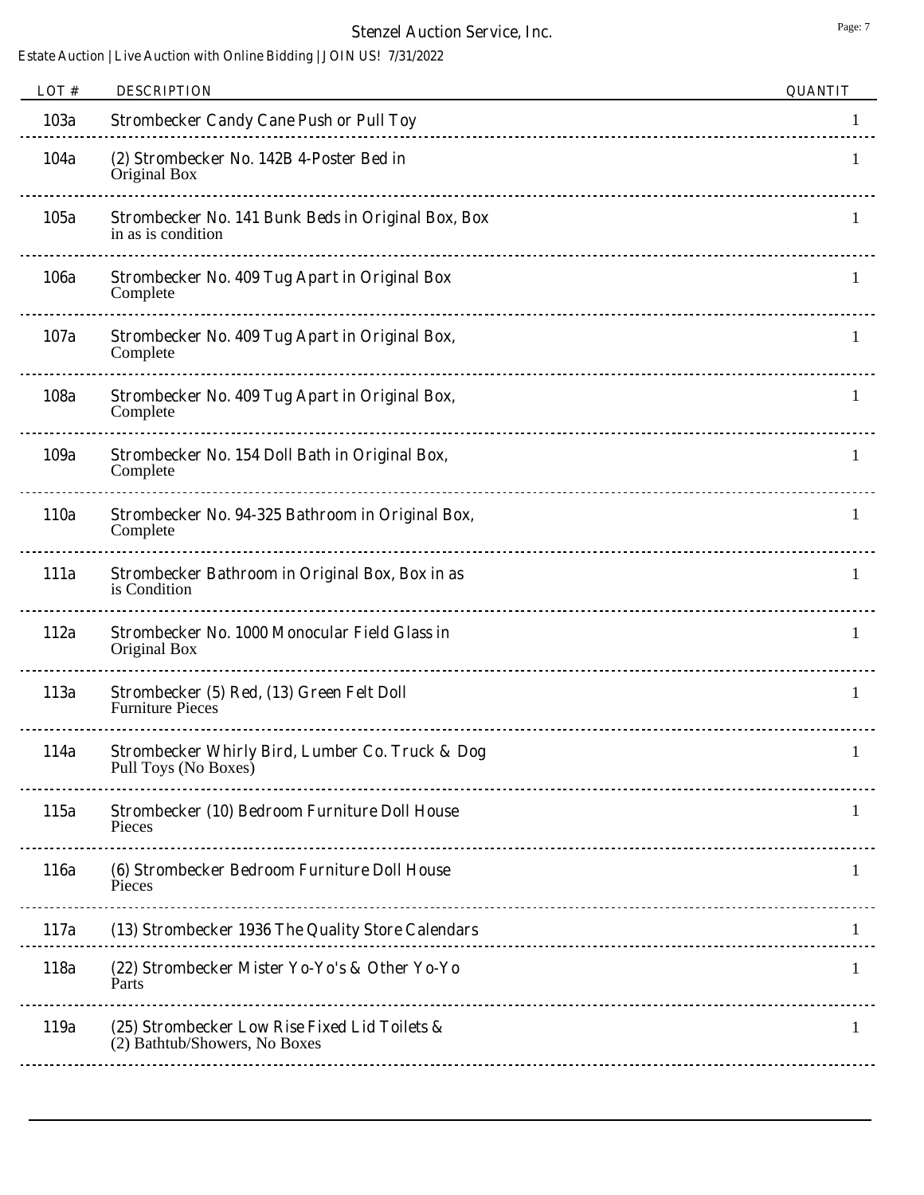| LOT # | DESCRIPTION | QUANTIT |
|---|---|---|
| 103a | Strombecker Candy Cane Push or Pull Toy | 1 |
| 104a | (2) Strombecker No. 142B 4-Poster Bed in Original Box | 1 |
| 105a | Strombecker No. 141 Bunk Beds in Original Box, Box in as is condition | 1 |
| 106a | Strombecker No. 409 Tug Apart in Original Box Complete | 1 |
| 107a | Strombecker No. 409 Tug Apart in Original Box, Complete | 1 |
| 108a | Strombecker No. 409 Tug Apart in Original Box, Complete | 1 |
| 109a | Strombecker No. 154 Doll Bath in Original Box, Complete | 1 |
| 110a | Strombecker No. 94-325 Bathroom in Original Box, Complete | 1 |
| 111a | Strombecker Bathroom in Original Box, Box in as is Condition | 1 |
| 112a | Strombecker No. 1000 Monocular Field Glass in Original Box | 1 |
| 113a | Strombecker (5) Red, (13) Green Felt Doll Furniture Pieces | 1 |
| 114a | Strombecker Whirly Bird, Lumber Co. Truck & Dog Pull Toys (No Boxes) | 1 |
| 115a | Strombecker (10) Bedroom Furniture Doll House Pieces | 1 |
| 116a | (6) Strombecker Bedroom Furniture Doll House Pieces | 1 |
| 117a | (13) Strombecker 1936 The Quality Store Calendars | 1 |
| 118a | (22) Strombecker Mister Yo-Yo's & Other Yo-Yo Parts | 1 |
| 119a | (25) Strombecker Low Rise Fixed Lid Toilets & (2) Bathtub/Showers, No Boxes | 1 |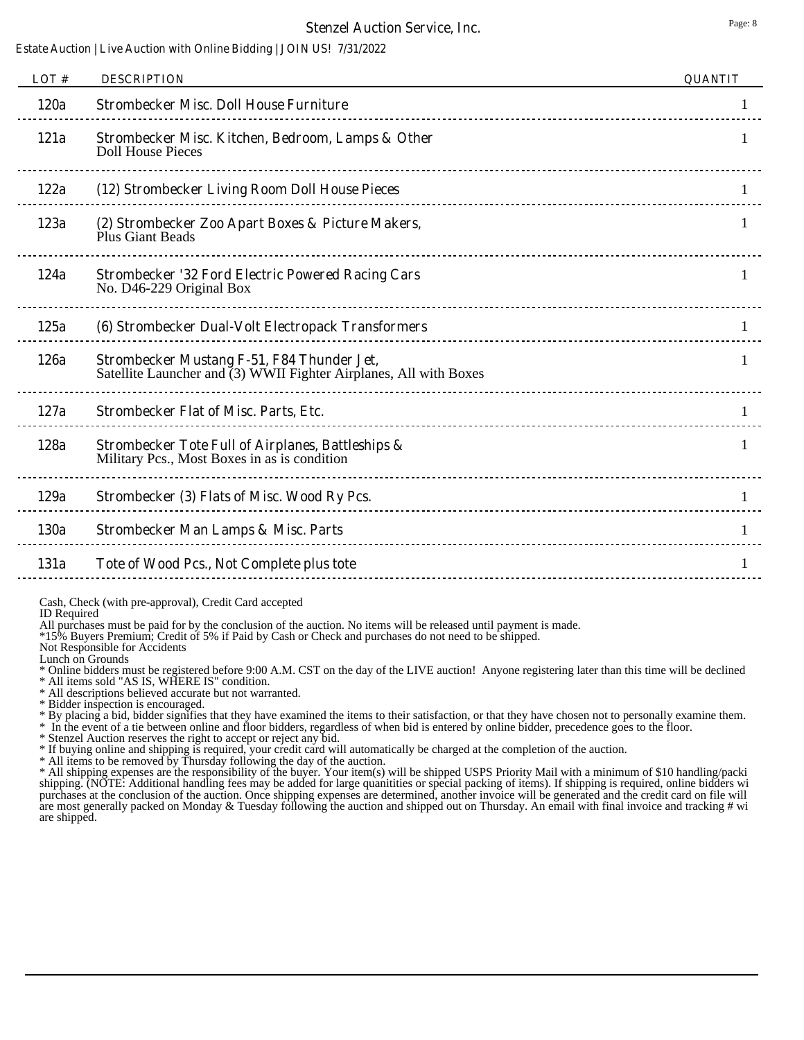Estate Auction | Live Auction with Online Bidding | JOIN US! 7/31/2022

| LOT # | DESCRIPTION | QUANTIT |
|---|---|---|
| 120a | Strombecker Misc. Doll House Furniture | 1 |
| 121a | Strombecker Misc. Kitchen, Bedroom, Lamps & Other Doll House Pieces | 1 |
| 122a | (12) Strombecker Living Room Doll House Pieces | 1 |
| 123a | (2) Strombecker Zoo Apart Boxes & Picture Makers, Plus Giant Beads | 1 |
| 124a | Strombecker '32 Ford Electric Powered Racing Cars No. D46-229 Original Box | 1 |
| 125a | (6) Strombecker Dual-Volt Electropack Transformers | 1 |
| 126a | Strombecker Mustang F-51, F84 Thunder Jet, Satellite Launcher and (3) WWII Fighter Airplanes, All with Boxes | 1 |
| 127a | Strombecker Flat of Misc. Parts, Etc. | 1 |
| 128a | Strombecker Tote Full of Airplanes, Battleships & Military Pcs., Most Boxes in as is condition | 1 |
| 129a | Strombecker (3) Flats of Misc. Wood Ry Pcs. | 1 |
| 130a | Strombecker Man Lamps & Misc. Parts | 1 |
| 131a | Tote of Wood Pcs., Not Complete plus tote | 1 |

Cash, Check (with pre-approval), Credit Card accepted
ID Required
All purchases must be paid for by the conclusion of the auction. No items will be released until payment is made.
*15% Buyers Premium; Credit of 5% if Paid by Cash or Check and purchases do not need to be shipped.
Not Responsible for Accidents
Lunch on Grounds
* Online bidders must be registered before 9:00 A.M. CST on the day of the LIVE auction! Anyone registering later than this time will be declined
* All items sold "AS IS, WHERE IS" condition.
* All descriptions believed accurate but not warranted.
* Bidder inspection is encouraged.
* By placing a bid, bidder signifies that they have examined the items to their satisfaction, or that they have chosen not to personally examine them.
* In the event of a tie between online and floor bidders, regardless of when bid is entered by online bidder, precedence goes to the floor.
* Stenzel Auction reserves the right to accept or reject any bid.
* If buying online and shipping is required, your credit card will automatically be charged at the completion of the auction.
* All items to be removed by Thursday following the day of the auction.
* All shipping expenses are the responsibility of the buyer. Your item(s) will be shipped USPS Priority Mail with a minimum of $10 handling/packi shipping. (NOTE: Additional handling fees may be added for large quanitities or special packing of items). If shipping is required, online bidders wi purchases at the conclusion of the auction. Once shipping expenses are determined, another invoice will be generated and the credit card on file will are most generally packed on Monday & Tuesday following the auction and shipped out on Thursday. An email with final invoice and tracking # wi are shipped.